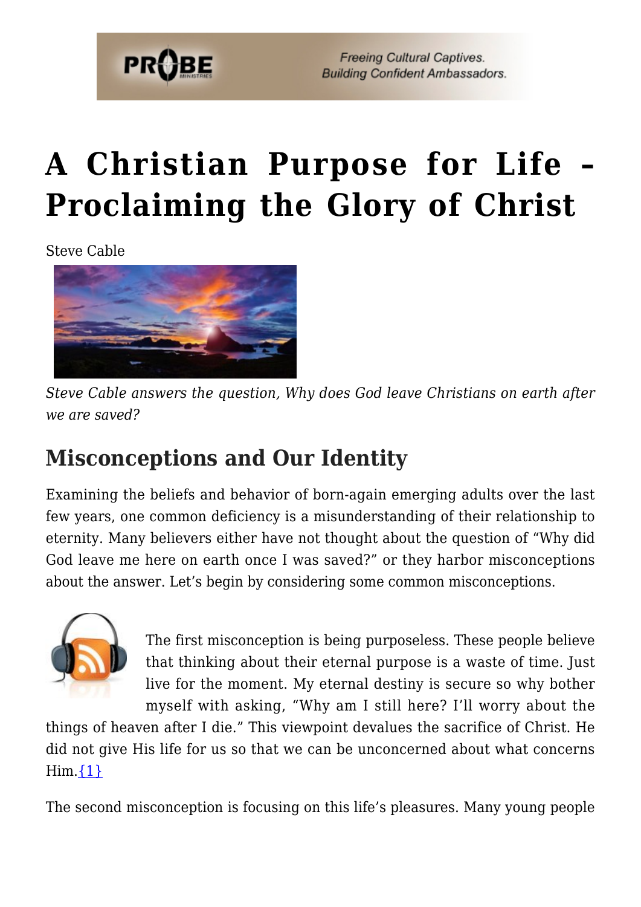# A Christian Purpose for Life – Proclaiming the Glory of Christ

Steve Cable

*Steve Cable answers the question, Why does God leave Christians on earth after we are saved?*

## Misconceptions and Our Identity

Examining the beliefs and behavior of born-again emerging adults over the last few years, one common deficiency is a misunderstanding of their relationship to eternity. Many believers either have not thought about the question of "Why did God leave me here on earth once I was saved?" or they harbor misconceptions about the answer. Let's begin by considering some common misconceptions.

The first misconception is being purposeless. These people believe that thinking about their eternal purpose is a waste of time. Just live for the moment. My eternal destiny is secure so why bother myself with asking, "Why am I still here? I'll worry about the things of heaven after I die." This viewpoint devalues the sacrifice of Christ. He did not give His life for us so that we can be unconcerned about what concerns Him.[1]

The second misconception is focusing on this life's pleasures. Many young people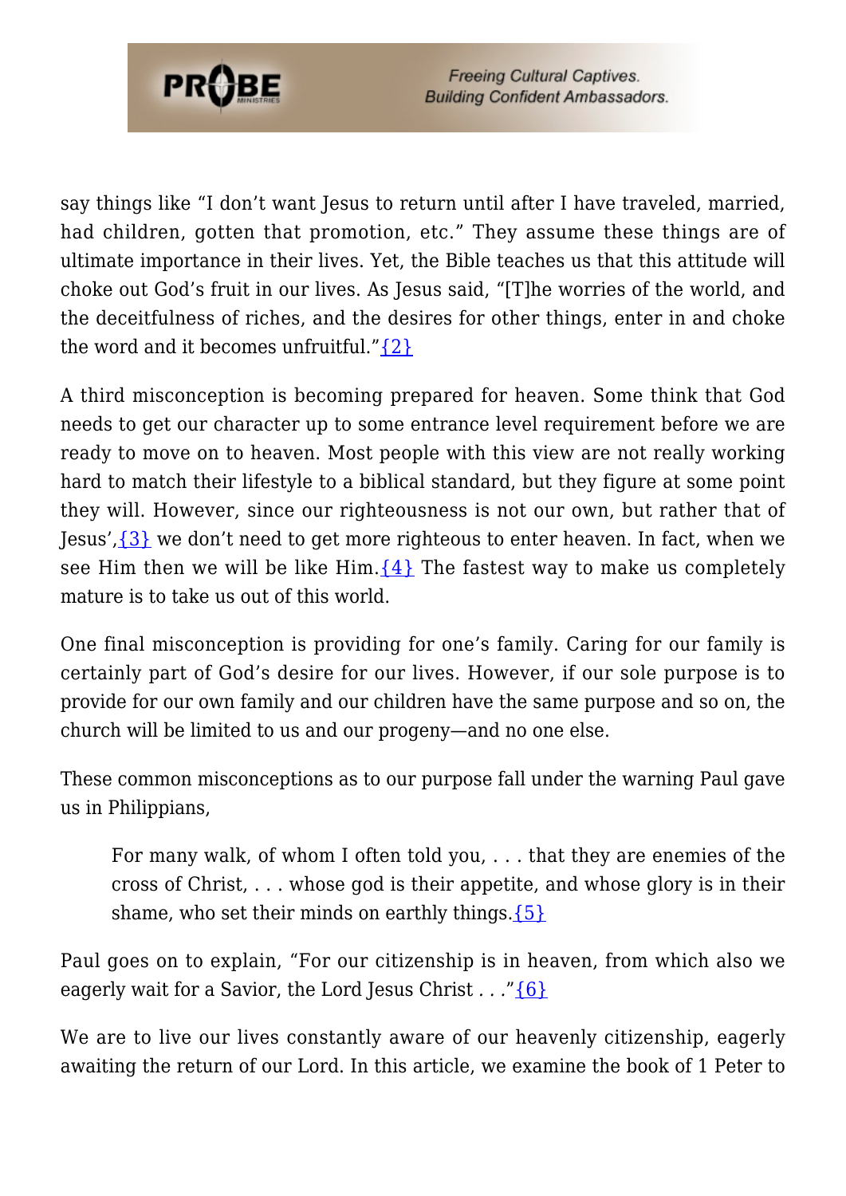say things like "I don't want Jesus to return until after I have traveled, married, had children, gotten that promotion, etc." They assume these things are of ultimate importance in their lives. Yet, the Bible teaches us that this attitude will choke out God's fruit in our lives. As Jesus said, "[T]he worries of the world, and the deceitfulness of riches, and the desires for other things, enter in and choke the word and it becomes unfruitful."{2}

A third misconception is becoming prepared for heaven. Some think that God needs to get our character up to some entrance level requirement before we are ready to move on to heaven. Most people with this view are not really working hard to match their lifestyle to a biblical standard, but they figure at some point they will. However, since our righteousness is not our own, but rather that of Jesus',{3} we don't need to get more righteous to enter heaven. In fact, when we see Him then we will be like Him.{4} The fastest way to make us completely mature is to take us out of this world.

One final misconception is providing for one's family. Caring for our family is certainly part of God's desire for our lives. However, if our sole purpose is to provide for our own family and our children have the same purpose and so on, the church will be limited to us and our progeny—and no one else.

These common misconceptions as to our purpose fall under the warning Paul gave us in Philippians,

> For many walk, of whom I often told you, . . . that they are enemies of the cross of Christ, . . . whose god is their appetite, and whose glory is in their shame, who set their minds on earthly things.{5}

Paul goes on to explain, "For our citizenship is in heaven, from which also we eagerly wait for a Savior, the Lord Jesus Christ . . ."{6}

We are to live our lives constantly aware of our heavenly citizenship, eagerly awaiting the return of our Lord. In this article, we examine the book of 1 Peter to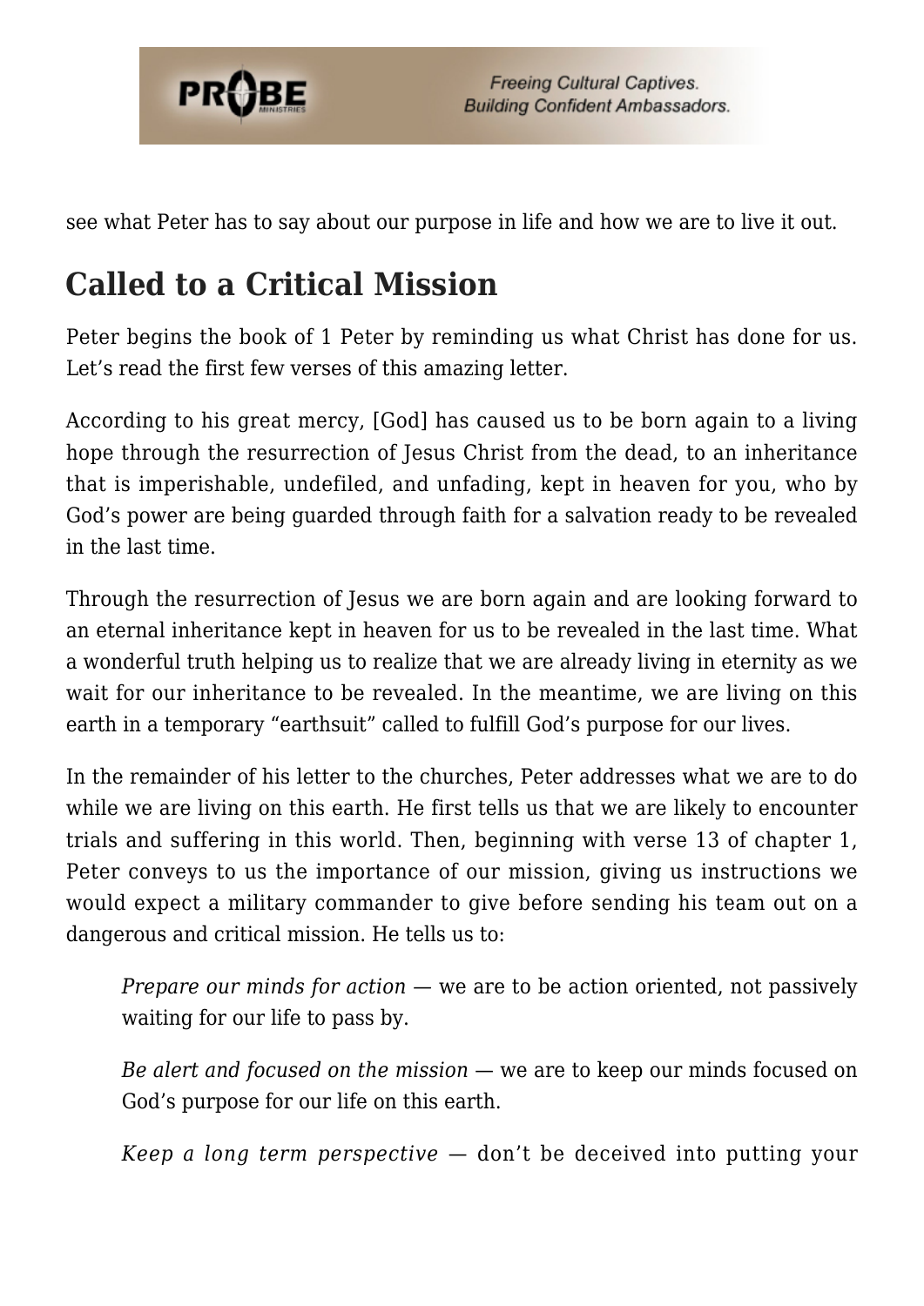see what Peter has to say about our purpose in life and how we are to live it out.

## Called to a Critical Mission

Peter begins the book of 1 Peter by reminding us what Christ has done for us. Let's read the first few verses of this amazing letter.

According to his great mercy, [God] has caused us to be born again to a living hope through the resurrection of Jesus Christ from the dead, to an inheritance that is imperishable, undefiled, and unfading, kept in heaven for you, who by God's power are being guarded through faith for a salvation ready to be revealed in the last time.

Through the resurrection of Jesus we are born again and are looking forward to an eternal inheritance kept in heaven for us to be revealed in the last time. What a wonderful truth helping us to realize that we are already living in eternity as we wait for our inheritance to be revealed. In the meantime, we are living on this earth in a temporary "earthsuit" called to fulfill God's purpose for our lives.

In the remainder of his letter to the churches, Peter addresses what we are to do while we are living on this earth. He first tells us that we are likely to encounter trials and suffering in this world. Then, beginning with verse 13 of chapter 1, Peter conveys to us the importance of our mission, giving us instructions we would expect a military commander to give before sending his team out on a dangerous and critical mission. He tells us to:

> *Prepare our minds for action* — we are to be action oriented, not passively waiting for our life to pass by.
>
> *Be alert and focused on the mission* — we are to keep our minds focused on God's purpose for our life on this earth.
>
> *Keep a long term perspective* — don't be deceived into putting your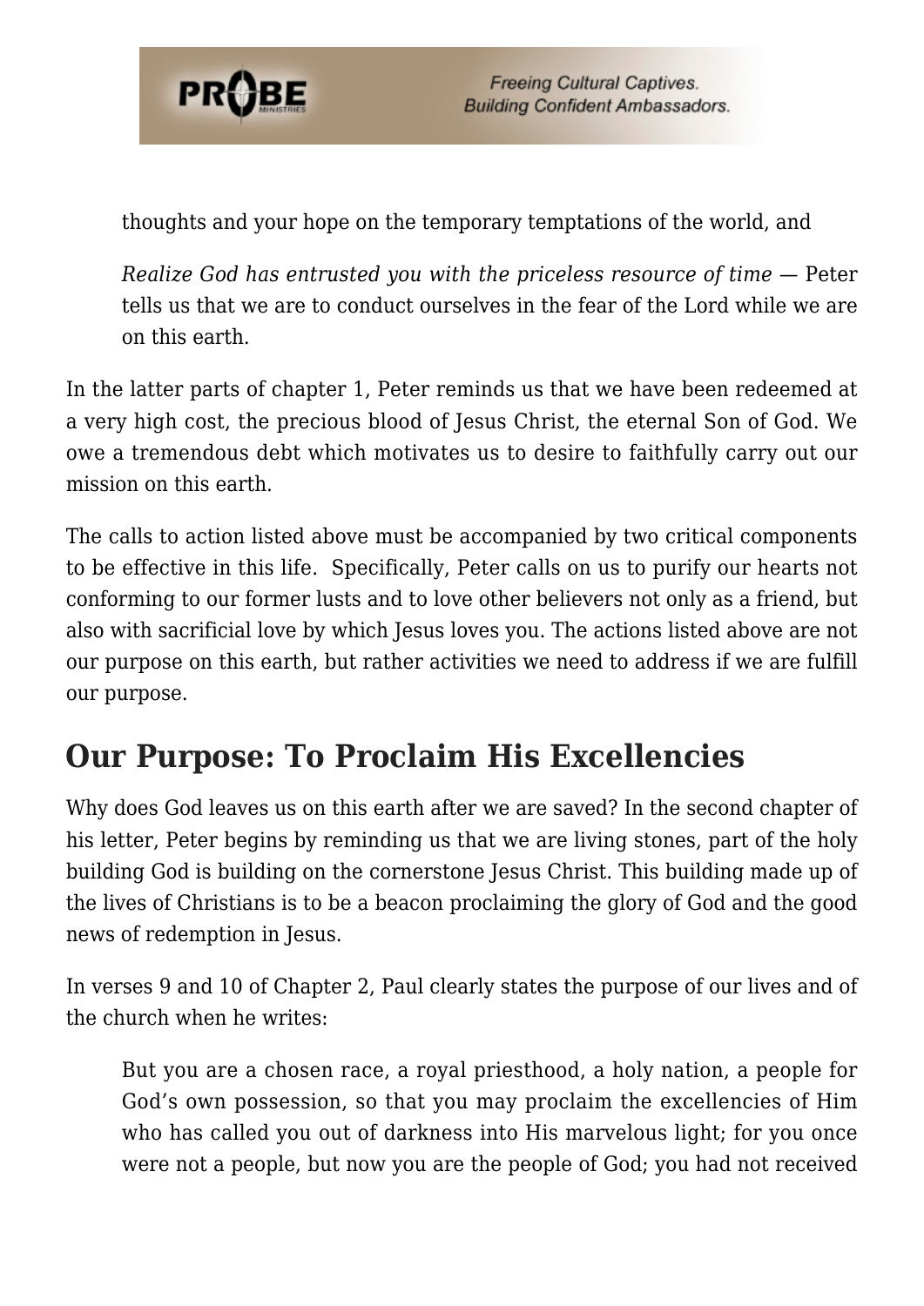> thoughts and your hope on the temporary temptations of the world, and
>
> *Realize God has entrusted you with the priceless resource of time* — Peter tells us that we are to conduct ourselves in the fear of the Lord while we are on this earth.

In the latter parts of chapter 1, Peter reminds us that we have been redeemed at a very high cost, the precious blood of Jesus Christ, the eternal Son of God. We owe a tremendous debt which motivates us to desire to faithfully carry out our mission on this earth.

The calls to action listed above must be accompanied by two critical components to be effective in this life. Specifically, Peter calls on us to purify our hearts not conforming to our former lusts and to love other believers not only as a friend, but also with sacrificial love by which Jesus loves you. The actions listed above are not our purpose on this earth, but rather activities we need to address if we are fulfill our purpose.

## Our Purpose: To Proclaim His Excellencies

Why does God leaves us on this earth after we are saved? In the second chapter of his letter, Peter begins by reminding us that we are living stones, part of the holy building God is building on the cornerstone Jesus Christ. This building made up of the lives of Christians is to be a beacon proclaiming the glory of God and the good news of redemption in Jesus.

In verses 9 and 10 of Chapter 2, Paul clearly states the purpose of our lives and of the church when he writes:

> But you are a chosen race, a royal priesthood, a holy nation, a people for God's own possession, so that you may proclaim the excellencies of Him who has called you out of darkness into His marvelous light; for you once were not a people, but now you are the people of God; you had not received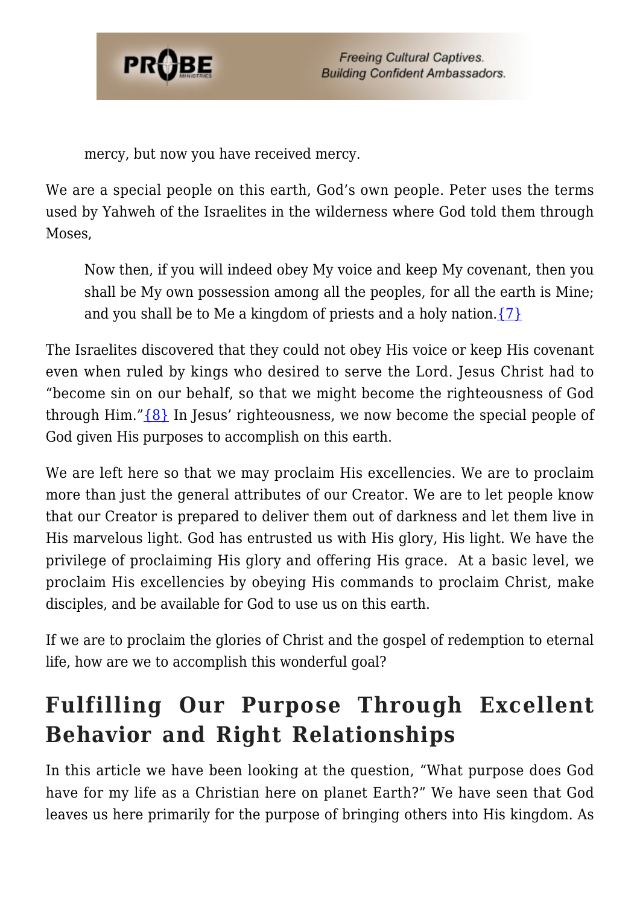> mercy, but now you have received mercy.

We are a special people on this earth, God's own people. Peter uses the terms used by Yahweh of the Israelites in the wilderness where God told them through Moses,

> Now then, if you will indeed obey My voice and keep My covenant, then you shall be My own possession among all the peoples, for all the earth is Mine; and you shall be to Me a kingdom of priests and a holy nation.{7}

The Israelites discovered that they could not obey His voice or keep His covenant even when ruled by kings who desired to serve the Lord. Jesus Christ had to "become sin on our behalf, so that we might become the righteousness of God through Him."{8} In Jesus' righteousness, we now become the special people of God given His purposes to accomplish on this earth.

We are left here so that we may proclaim His excellencies. We are to proclaim more than just the general attributes of our Creator. We are to let people know that our Creator is prepared to deliver them out of darkness and let them live in His marvelous light. God has entrusted us with His glory, His light. We have the privilege of proclaiming His glory and offering His grace. At a basic level, we proclaim His excellencies by obeying His commands to proclaim Christ, make disciples, and be available for God to use us on this earth.

If we are to proclaim the glories of Christ and the gospel of redemption to eternal life, how are we to accomplish this wonderful goal?

## Fulfilling Our Purpose Through Excellent Behavior and Right Relationships

In this article we have been looking at the question, "What purpose does God have for my life as a Christian here on planet Earth?" We have seen that God leaves us here primarily for the purpose of bringing others into His kingdom. As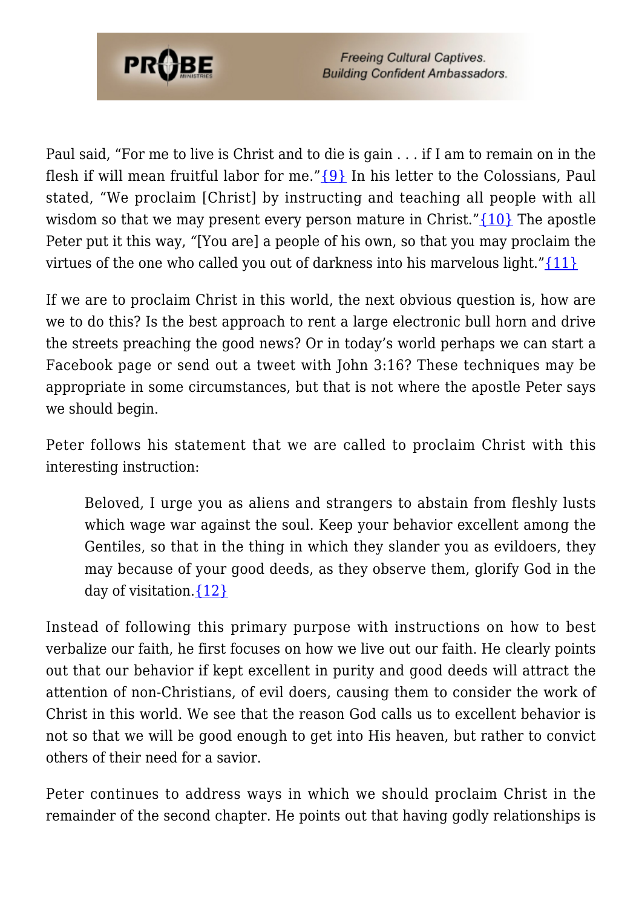Paul said, "For me to live is Christ and to die is gain . . . if I am to remain on in the flesh if will mean fruitful labor for me."{9} In his letter to the Colossians, Paul stated, "We proclaim [Christ] by instructing and teaching all people with all wisdom so that we may present every person mature in Christ."{10} The apostle Peter put it this way, "[You are] a people of his own, so that you may proclaim the virtues of the one who called you out of darkness into his marvelous light."{11}

If we are to proclaim Christ in this world, the next obvious question is, how are we to do this? Is the best approach to rent a large electronic bull horn and drive the streets preaching the good news? Or in today's world perhaps we can start a Facebook page or send out a tweet with John 3:16? These techniques may be appropriate in some circumstances, but that is not where the apostle Peter says we should begin.

Peter follows his statement that we are called to proclaim Christ with this interesting instruction:

> Beloved, I urge you as aliens and strangers to abstain from fleshly lusts which wage war against the soul. Keep your behavior excellent among the Gentiles, so that in the thing in which they slander you as evildoers, they may because of your good deeds, as they observe them, glorify God in the day of visitation.{12}

Instead of following this primary purpose with instructions on how to best verbalize our faith, he first focuses on how we live out our faith. He clearly points out that our behavior if kept excellent in purity and good deeds will attract the attention of non-Christians, of evil doers, causing them to consider the work of Christ in this world. We see that the reason God calls us to excellent behavior is not so that we will be good enough to get into His heaven, but rather to convict others of their need for a savior.

Peter continues to address ways in which we should proclaim Christ in the remainder of the second chapter. He points out that having godly relationships is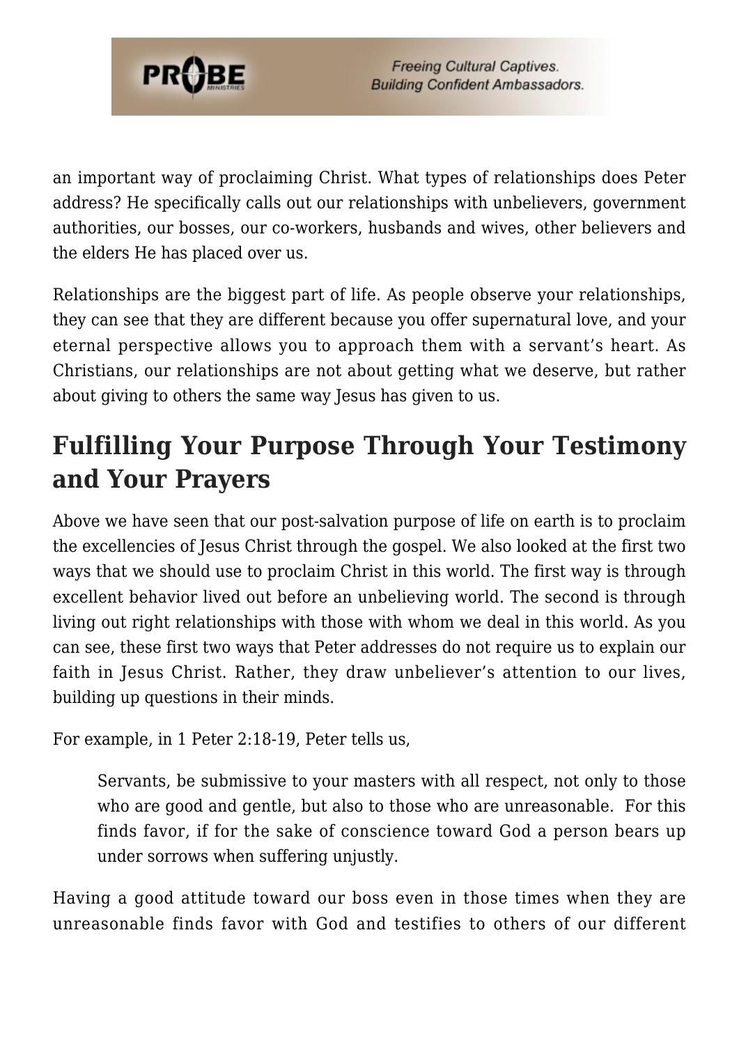an important way of proclaiming Christ. What types of relationships does Peter address? He specifically calls out our relationships with unbelievers, government authorities, our bosses, our co-workers, husbands and wives, other believers and the elders He has placed over us.

Relationships are the biggest part of life. As people observe your relationships, they can see that they are different because you offer supernatural love, and your eternal perspective allows you to approach them with a servant's heart. As Christians, our relationships are not about getting what we deserve, but rather about giving to others the same way Jesus has given to us.

## Fulfilling Your Purpose Through Your Testimony and Your Prayers

Above we have seen that our post-salvation purpose of life on earth is to proclaim the excellencies of Jesus Christ through the gospel. We also looked at the first two ways that we should use to proclaim Christ in this world. The first way is through excellent behavior lived out before an unbelieving world. The second is through living out right relationships with those with whom we deal in this world. As you can see, these first two ways that Peter addresses do not require us to explain our faith in Jesus Christ. Rather, they draw unbeliever's attention to our lives, building up questions in their minds.

For example, in 1 Peter 2:18-19, Peter tells us,

> Servants, be submissive to your masters with all respect, not only to those who are good and gentle, but also to those who are unreasonable. For this finds favor, if for the sake of conscience toward God a person bears up under sorrows when suffering unjustly.

Having a good attitude toward our boss even in those times when they are unreasonable finds favor with God and testifies to others of our different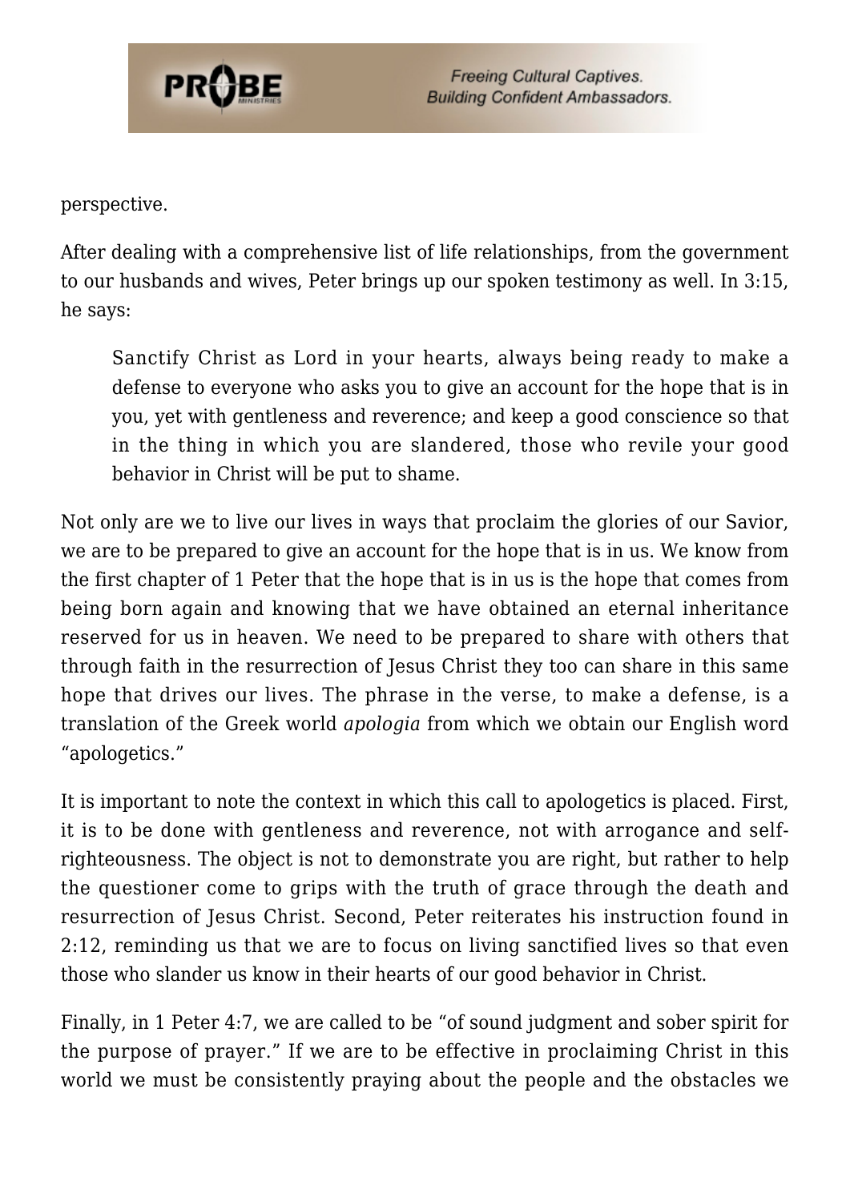perspective.

After dealing with a comprehensive list of life relationships, from the government to our husbands and wives, Peter brings up our spoken testimony as well. In 3:15, he says:

> Sanctify Christ as Lord in your hearts, always being ready to make a defense to everyone who asks you to give an account for the hope that is in you, yet with gentleness and reverence; and keep a good conscience so that in the thing in which you are slandered, those who revile your good behavior in Christ will be put to shame.

Not only are we to live our lives in ways that proclaim the glories of our Savior, we are to be prepared to give an account for the hope that is in us. We know from the first chapter of 1 Peter that the hope that is in us is the hope that comes from being born again and knowing that we have obtained an eternal inheritance reserved for us in heaven. We need to be prepared to share with others that through faith in the resurrection of Jesus Christ they too can share in this same hope that drives our lives. The phrase in the verse, to make a defense, is a translation of the Greek world *apologia* from which we obtain our English word "apologetics."

It is important to note the context in which this call to apologetics is placed. First, it is to be done with gentleness and reverence, not with arrogance and self-righteousness. The object is not to demonstrate you are right, but rather to help the questioner come to grips with the truth of grace through the death and resurrection of Jesus Christ. Second, Peter reiterates his instruction found in 2:12, reminding us that we are to focus on living sanctified lives so that even those who slander us know in their hearts of our good behavior in Christ.

Finally, in 1 Peter 4:7, we are called to be "of sound judgment and sober spirit for the purpose of prayer." If we are to be effective in proclaiming Christ in this world we must be consistently praying about the people and the obstacles we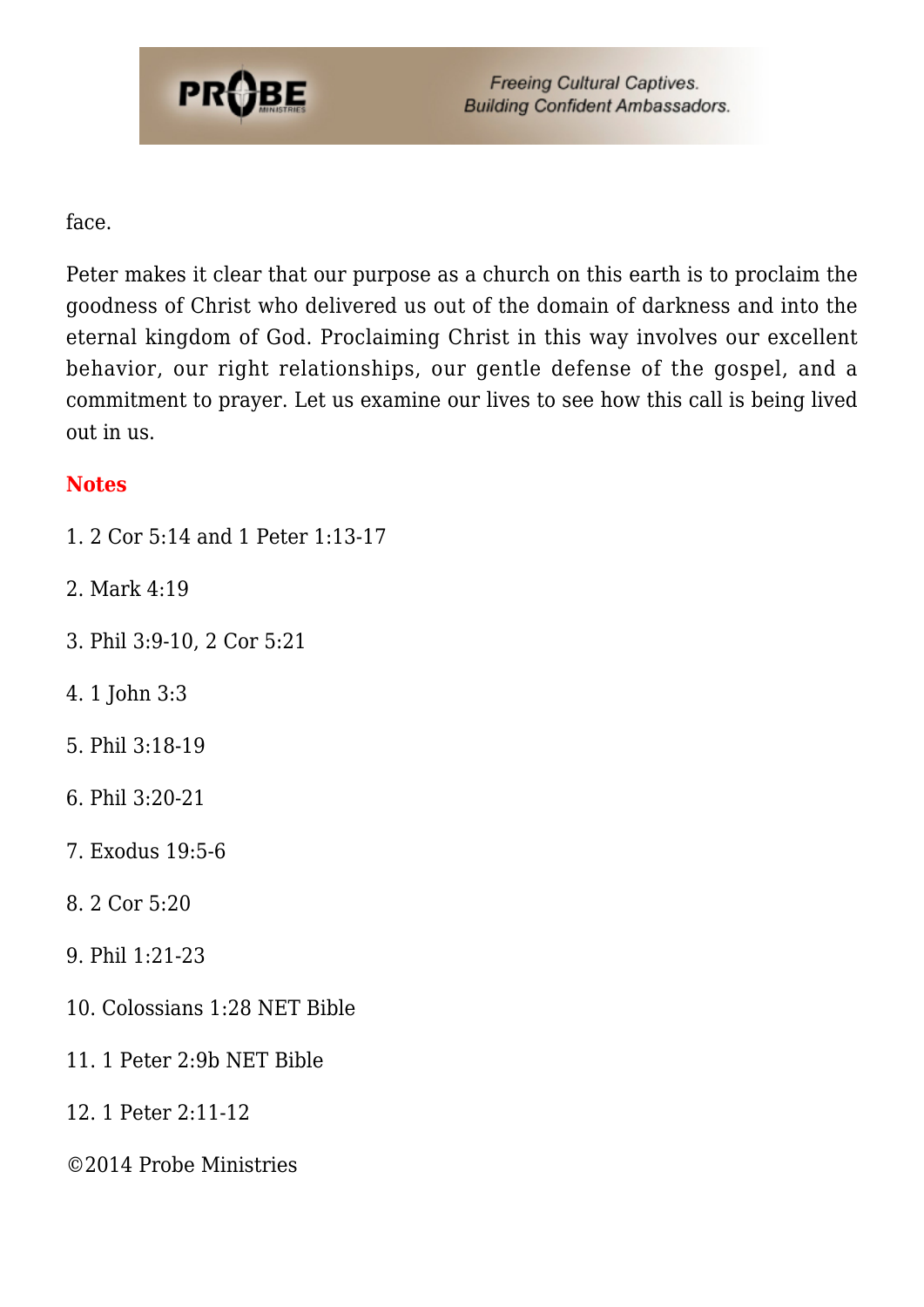face.

Peter makes it clear that our purpose as a church on this earth is to proclaim the goodness of Christ who delivered us out of the domain of darkness and into the eternal kingdom of God. Proclaiming Christ in this way involves our excellent behavior, our right relationships, our gentle defense of the gospel, and a commitment to prayer. Let us examine our lives to see how this call is being lived out in us.

## Notes

1. 2 Cor 5:14 and 1 Peter 1:13-17
2. Mark 4:19
3. Phil 3:9-10, 2 Cor 5:21
4. 1 John 3:3
5. Phil 3:18-19
6. Phil 3:20-21
7. Exodus 19:5-6
8. 2 Cor 5:20
9. Phil 1:21-23
10. Colossians 1:28 NET Bible
11. 1 Peter 2:9b NET Bible
12. 1 Peter 2:11-12

©2014 Probe Ministries